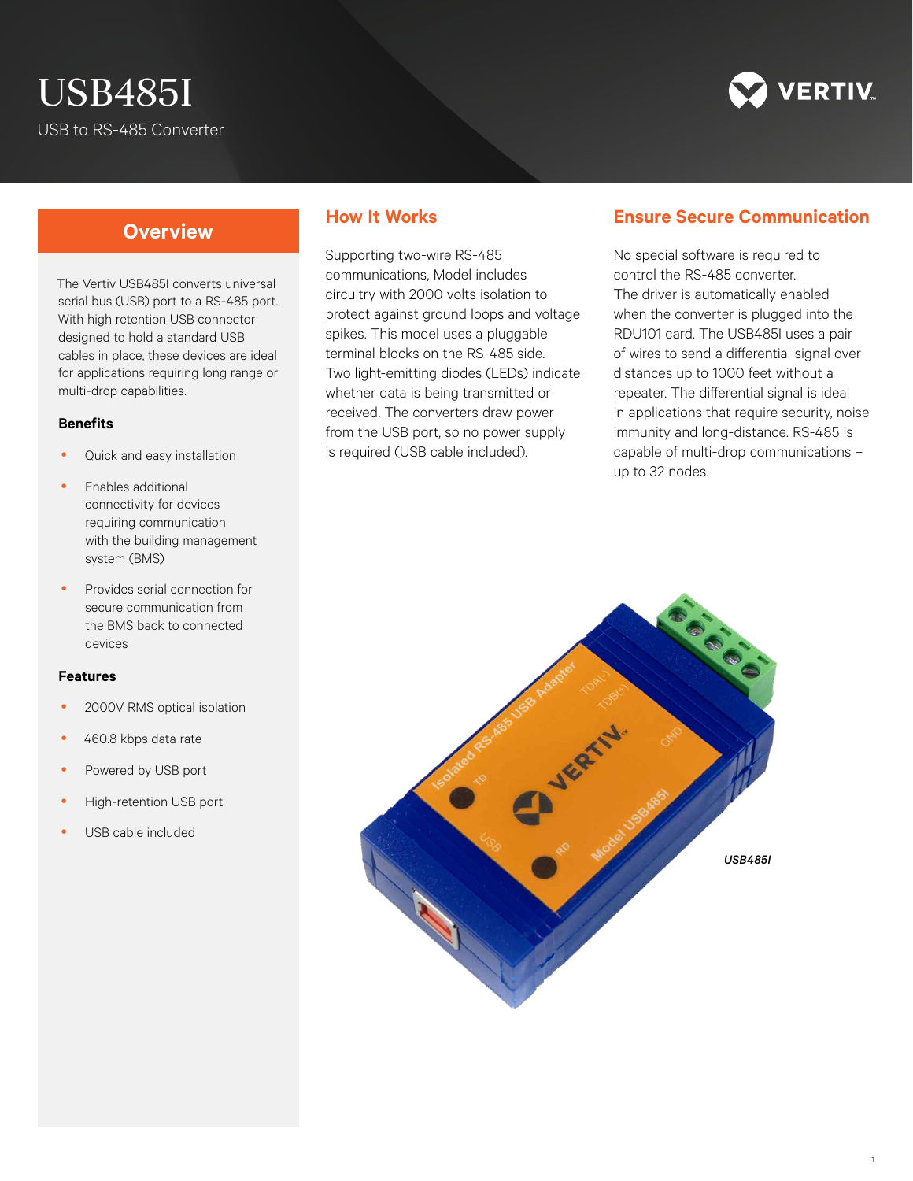# USB485I

USB to RS-485 Converter

## Overview

The Vertiv USB485I converts universal serial bus (USB) port to a RS-485 port. With high retention USB connector designed to hold a standard USB cables in place, these devices are ideal for applications requiring long range or multi-drop capabilities.

### Benefits

- Quick and easy installation
- Enables additional connectivity for devices requiring communication with the building management system (BMS)
- Provides serial connection for secure communication from the BMS back to connected devices

### Features

- 2000V RMS optical isolation
- 460.8 kbps data rate
- Powered by USB port
- High-retention USB port
- USB cable included

## How It Works

Supporting two-wire RS-485 communications, Model includes circuitry with 2000 volts isolation to protect against ground loops and voltage spikes. This model uses a pluggable terminal blocks on the RS-485 side. Two light-emitting diodes (LEDs) indicate whether data is being transmitted or received. The converters draw power from the USB port, so no power supply is required (USB cable included).

## Ensure Secure Communication

No special software is required to control the RS-485 converter. The driver is automatically enabled when the converter is plugged into the RDU101 card. The USB485I uses a pair of wires to send a differential signal over distances up to 1000 feet without a repeater. The differential signal is ideal in applications that require security, noise immunity and long-distance. RS-485 is capable of multi-drop communications – up to 32 nodes.

*USB485I*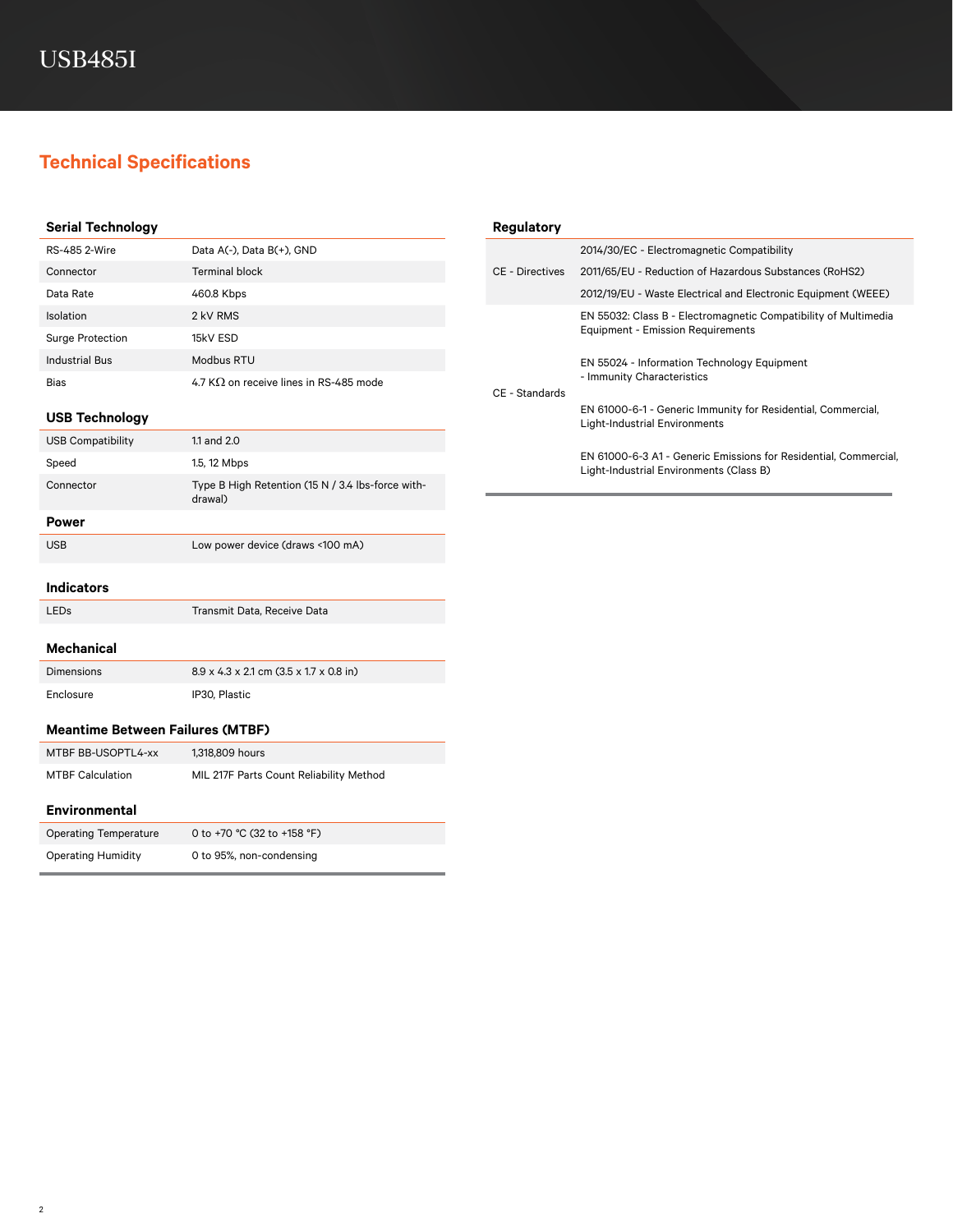# USB485I

## Technical Specifications

### Serial Technology

| | |
|---|---|
| RS-485 2-Wire | Data A(-), Data B(+), GND |
| Connector | Terminal block |
| Data Rate | 460.8 Kbps |
| Isolation | 2 kV RMS |
| Surge Protection | 15kV ESD |
| Industrial Bus | Modbus RTU |
| Bias | 4.7 KΩ on receive lines in RS-485 mode |

### USB Technology

| | |
|---|---|
| USB Compatibility | 1.1 and 2.0 |
| Speed | 1.5, 12 Mbps |
| Connector | Type B High Retention (15 N / 3.4 lbs-force with-drawal) |

### Power

| | |
|---|---|
| USB | Low power device (draws <100 mA) |

### Indicators

| | |
|---|---|
| LEDs | Transmit Data, Receive Data |

### Mechanical

| | |
|---|---|
| Dimensions | 8.9 x 4.3 x 2.1 cm (3.5 x 1.7 x 0.8 in) |
| Enclosure | IP30, Plastic |

### Meantime Between Failures (MTBF)

| | |
|---|---|
| MTBF BB-USOPTL4-xx | 1,318,809 hours |
| MTBF Calculation | MIL 217F Parts Count Reliability Method |

### Environmental

| | |
|---|---|
| Operating Temperature | 0 to +70 °C (32 to +158 °F) |
| Operating Humidity | 0 to 95%, non-condensing |

### Regulatory

| | |
|---|---|
| CE - Directives | 2014/30/EC - Electromagnetic Compatibility |
| | 2011/65/EU - Reduction of Hazardous Substances (RoHS2) |
| | 2012/19/EU - Waste Electrical and Electronic Equipment (WEEE) |
| CE - Standards | EN 55032: Class B - Electromagnetic Compatibility of Multimedia Equipment - Emission Requirements |
| | EN 55024 - Information Technology Equipment - Immunity Characteristics |
| | EN 61000-6-1 - Generic Immunity for Residential, Commercial, Light-Industrial Environments |
| | EN 61000-6-3 A1 - Generic Emissions for Residential, Commercial, Light-Industrial Environments (Class B) |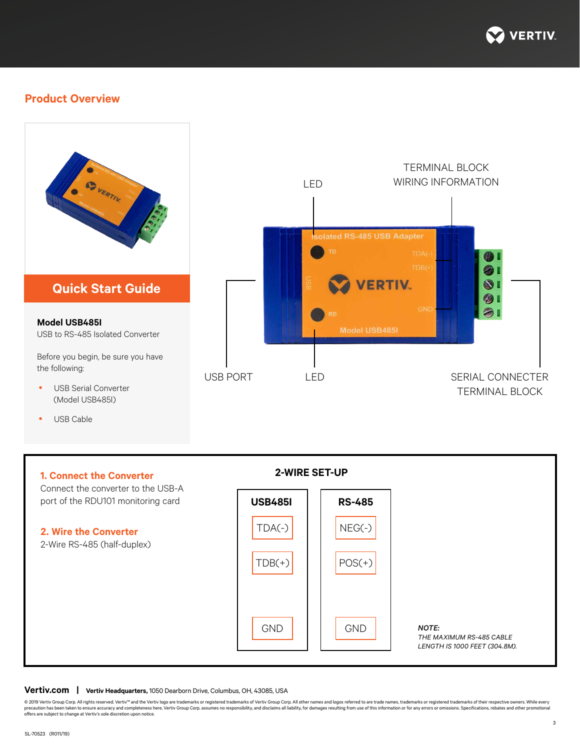## Product Overview

## Quick Start Guide

**Model USB485I**
USB to RS-485 Isolated Converter

Before you begin, be sure you have the following:

- USB Serial Converter (Model USB485I)
- USB Cable

LED

TERMINAL BLOCK
WIRING INFORMATION

USB PORT

LED

SERIAL CONNECTER
TERMINAL BLOCK

### 1. Connect the Converter

Connect the converter to the USB-A port of the RDU101 monitoring card

### 2. Wire the Converter

2-Wire RS-485 (half-duplex)

**2-WIRE SET-UP**

| USB485I | RS-485 |
| --- | --- |
| TDA(-) | NEG(-) |
| TDB(+) | POS(+) |
| GND | GND |

***NOTE:***
*THE MAXIMUM RS-485 CABLE LENGTH IS 1000 FEET (304.8M).*

**Vertiv.com** | **Vertiv Headquarters,** 1050 Dearborn Drive, Columbus, OH, 43085, USA

© 2019 Vertiv Group Corp. All rights reserved. Vertiv™ and the Vertiv logo are trademarks or registered trademarks of Vertiv Group Corp. All other names and logos referred to are trade names, trademarks or registered trademarks of their respective owners. While every precaution has been taken to ensure accuracy and completeness here, Vertiv Group Corp. assumes no responsibility, and disclaims all liability, for damages resulting from use of this information or for any errors or omissions. Specifications, rebates and other promotional offers are subject to change at Vertiv's sole discretion upon notice.

SL-70523 (R011/19)